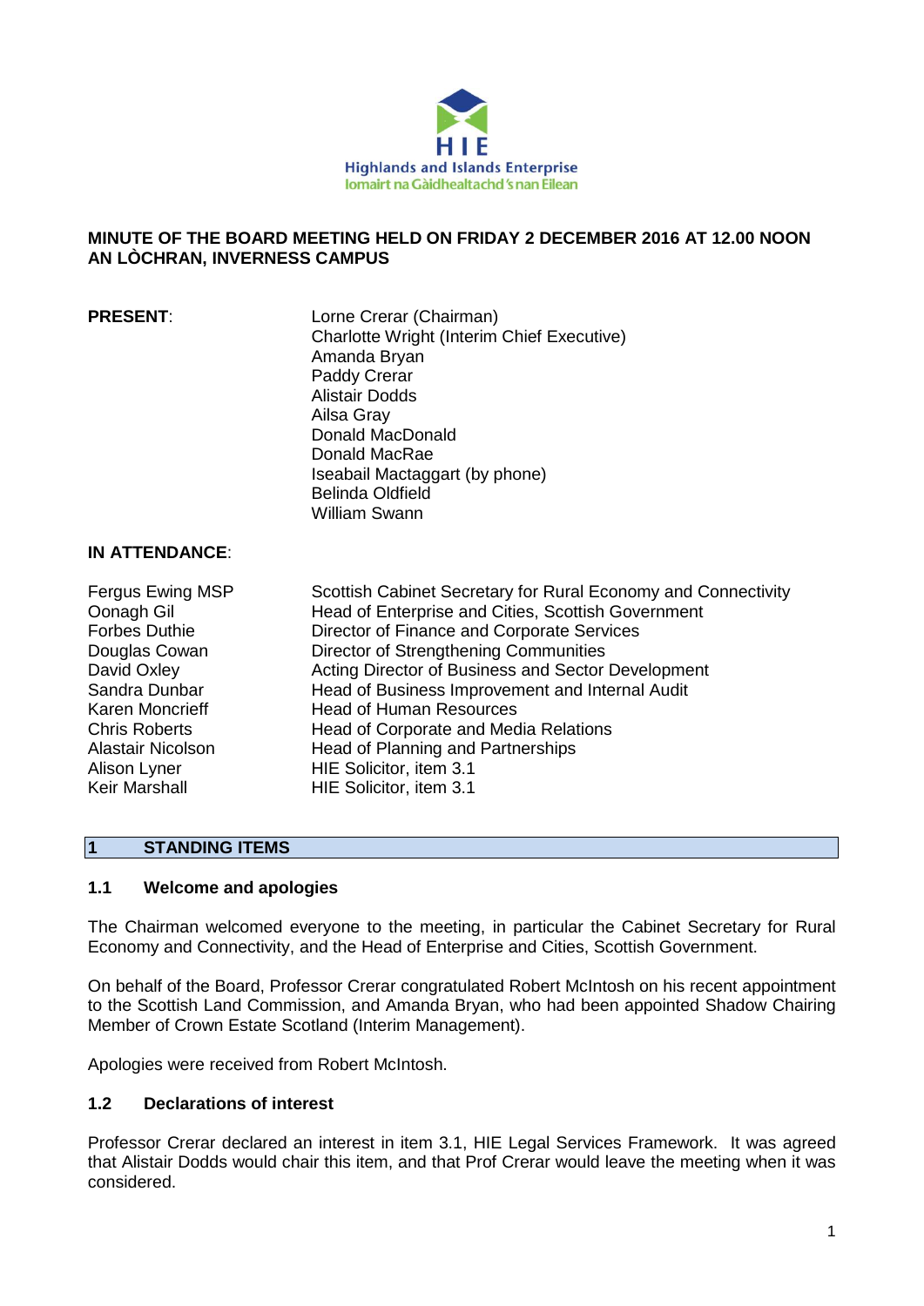HIE

Highlands and Islands Enterprise

Iomairt na Gàidhealtachd 's nan Eilean

# MINUTE OF THE BOARD MEETING HELD ON FRIDAY 2 DECEMBER 2016 AT 12.00 NOON AN LÒCHRAN, INVERNESS CAMPUS

| **PRESENT**: | |
|---|---|
| | Lorne Crerar (Chairman) |
| | Charlotte Wright (Interim Chief Executive) |
| | Amanda Bryan |
| | Paddy Crerar |
| | Alistair Dodds |
| | Ailsa Gray |
| | Donald MacDonald |
| | Donald MacRae |
| | Iseabail Mactaggart (by phone) |
| | Belinda Oldfield |
| | William Swann |

**IN ATTENDANCE**:

| | |
|---|---|
| Fergus Ewing MSP | Scottish Cabinet Secretary for Rural Economy and Connectivity |
| Oonagh Gil | Head of Enterprise and Cities, Scottish Government |
| Forbes Duthie | Director of Finance and Corporate Services |
| Douglas Cowan | Director of Strengthening Communities |
| David Oxley | Acting Director of Business and Sector Development |
| Sandra Dunbar | Head of Business Improvement and Internal Audit |
| Karen Moncrieff | Head of Human Resources |
| Chris Roberts | Head of Corporate and Media Relations |
| Alastair Nicolson | Head of Planning and Partnerships |
| Alison Lyner | HIE Solicitor, item 3.1 |
| Keir Marshall | HIE Solicitor, item 3.1 |

## 1 STANDING ITEMS

### 1.1 Welcome and apologies

The Chairman welcomed everyone to the meeting, in particular the Cabinet Secretary for Rural Economy and Connectivity, and the Head of Enterprise and Cities, Scottish Government.

On behalf of the Board, Professor Crerar congratulated Robert McIntosh on his recent appointment to the Scottish Land Commission, and Amanda Bryan, who had been appointed Shadow Chairing Member of Crown Estate Scotland (Interim Management).

Apologies were received from Robert McIntosh.

### 1.2 Declarations of interest

Professor Crerar declared an interest in item 3.1, HIE Legal Services Framework. It was agreed that Alistair Dodds would chair this item, and that Prof Crerar would leave the meeting when it was considered.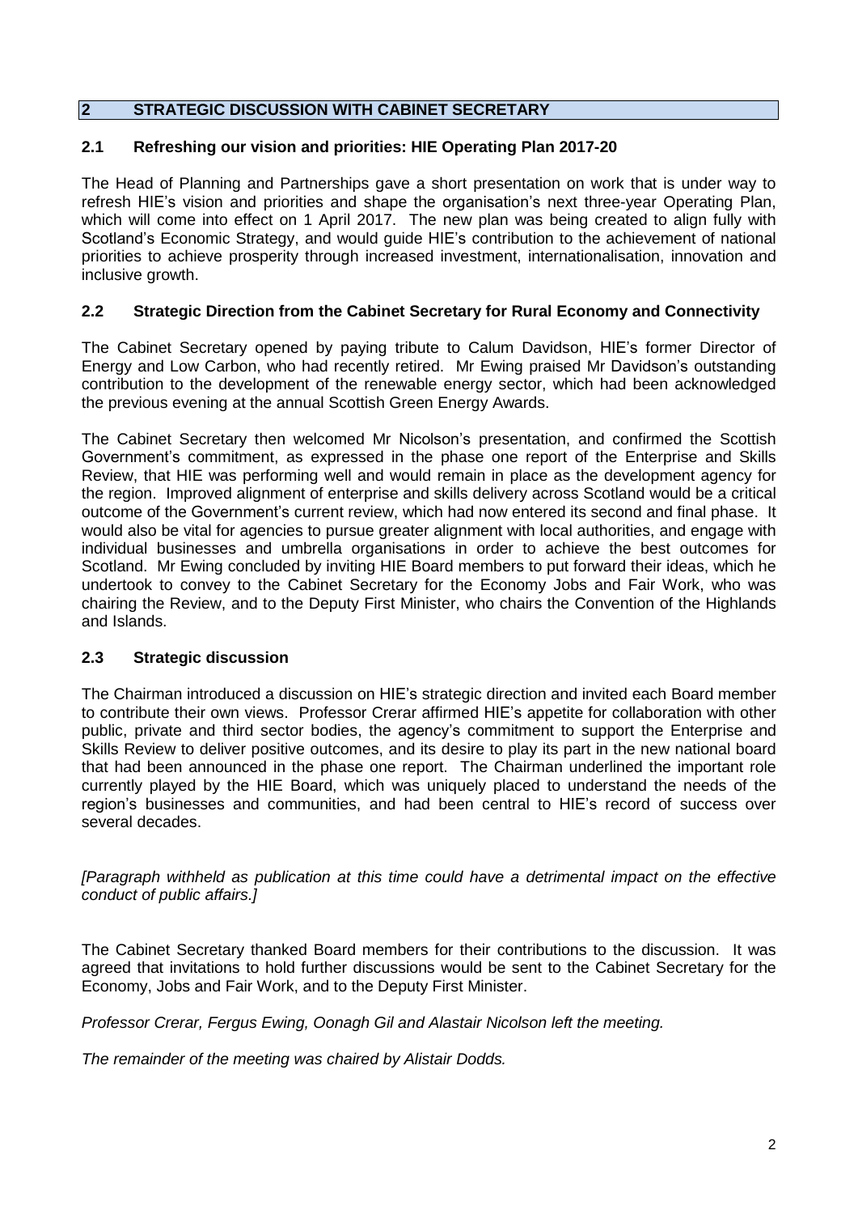## 2 STRATEGIC DISCUSSION WITH CABINET SECRETARY

### 2.1 Refreshing our vision and priorities: HIE Operating Plan 2017-20

The Head of Planning and Partnerships gave a short presentation on work that is under way to refresh HIE's vision and priorities and shape the organisation's next three-year Operating Plan, which will come into effect on 1 April 2017. The new plan was being created to align fully with Scotland's Economic Strategy, and would guide HIE's contribution to the achievement of national priorities to achieve prosperity through increased investment, internationalisation, innovation and inclusive growth.

### 2.2 Strategic Direction from the Cabinet Secretary for Rural Economy and Connectivity

The Cabinet Secretary opened by paying tribute to Calum Davidson, HIE's former Director of Energy and Low Carbon, who had recently retired. Mr Ewing praised Mr Davidson's outstanding contribution to the development of the renewable energy sector, which had been acknowledged the previous evening at the annual Scottish Green Energy Awards.

The Cabinet Secretary then welcomed Mr Nicolson's presentation, and confirmed the Scottish Government's commitment, as expressed in the phase one report of the Enterprise and Skills Review, that HIE was performing well and would remain in place as the development agency for the region. Improved alignment of enterprise and skills delivery across Scotland would be a critical outcome of the Government's current review, which had now entered its second and final phase. It would also be vital for agencies to pursue greater alignment with local authorities, and engage with individual businesses and umbrella organisations in order to achieve the best outcomes for Scotland. Mr Ewing concluded by inviting HIE Board members to put forward their ideas, which he undertook to convey to the Cabinet Secretary for the Economy Jobs and Fair Work, who was chairing the Review, and to the Deputy First Minister, who chairs the Convention of the Highlands and Islands.

### 2.3 Strategic discussion

The Chairman introduced a discussion on HIE's strategic direction and invited each Board member to contribute their own views. Professor Crerar affirmed HIE's appetite for collaboration with other public, private and third sector bodies, the agency's commitment to support the Enterprise and Skills Review to deliver positive outcomes, and its desire to play its part in the new national board that had been announced in the phase one report. The Chairman underlined the important role currently played by the HIE Board, which was uniquely placed to understand the needs of the region's businesses and communities, and had been central to HIE's record of success over several decades.

*[Paragraph withheld as publication at this time could have a detrimental impact on the effective conduct of public affairs.]*

The Cabinet Secretary thanked Board members for their contributions to the discussion. It was agreed that invitations to hold further discussions would be sent to the Cabinet Secretary for the Economy, Jobs and Fair Work, and to the Deputy First Minister.

*Professor Crerar, Fergus Ewing, Oonagh Gil and Alastair Nicolson left the meeting.*

*The remainder of the meeting was chaired by Alistair Dodds.*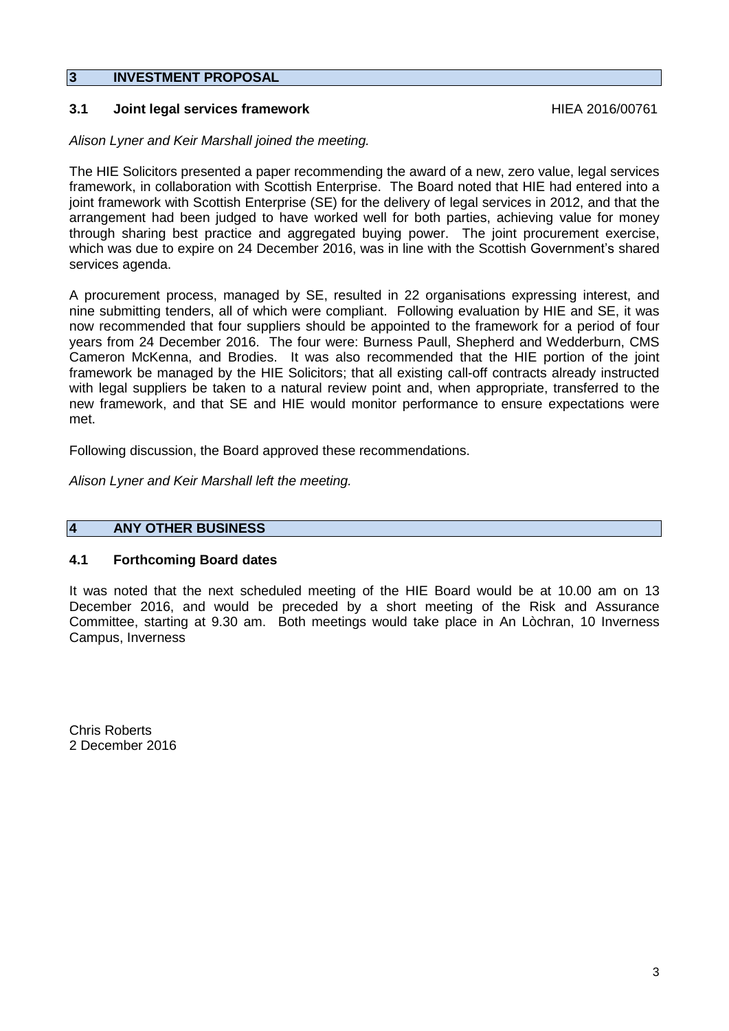## 3 INVESTMENT PROPOSAL

### 3.1 Joint legal services framework HIEA 2016/00761

*Alison Lyner and Keir Marshall joined the meeting.*

The HIE Solicitors presented a paper recommending the award of a new, zero value, legal services framework, in collaboration with Scottish Enterprise. The Board noted that HIE had entered into a joint framework with Scottish Enterprise (SE) for the delivery of legal services in 2012, and that the arrangement had been judged to have worked well for both parties, achieving value for money through sharing best practice and aggregated buying power. The joint procurement exercise, which was due to expire on 24 December 2016, was in line with the Scottish Government's shared services agenda.

A procurement process, managed by SE, resulted in 22 organisations expressing interest, and nine submitting tenders, all of which were compliant. Following evaluation by HIE and SE, it was now recommended that four suppliers should be appointed to the framework for a period of four years from 24 December 2016. The four were: Burness Paull, Shepherd and Wedderburn, CMS Cameron McKenna, and Brodies. It was also recommended that the HIE portion of the joint framework be managed by the HIE Solicitors; that all existing call-off contracts already instructed with legal suppliers be taken to a natural review point and, when appropriate, transferred to the new framework, and that SE and HIE would monitor performance to ensure expectations were met.

Following discussion, the Board approved these recommendations.

*Alison Lyner and Keir Marshall left the meeting.*

## 4 ANY OTHER BUSINESS

### 4.1 Forthcoming Board dates

It was noted that the next scheduled meeting of the HIE Board would be at 10.00 am on 13 December 2016, and would be preceded by a short meeting of the Risk and Assurance Committee, starting at 9.30 am. Both meetings would take place in An Lòchran, 10 Inverness Campus, Inverness

Chris Roberts
2 December 2016